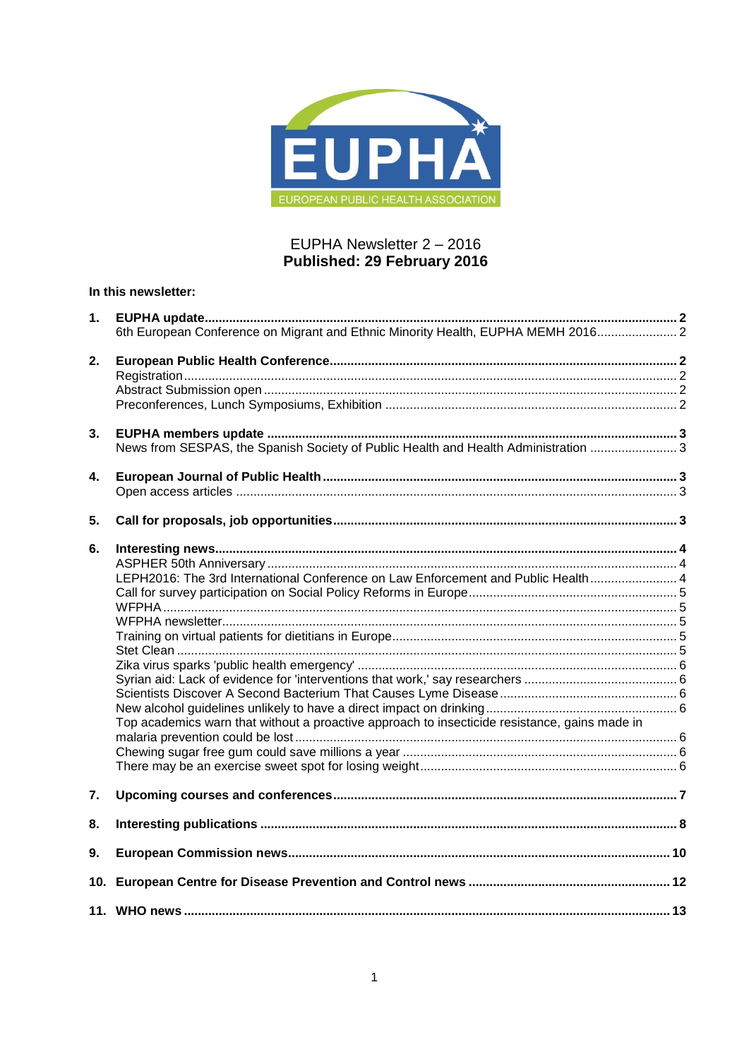EUPHA

EUROPEAN PUBLIC HEALTH ASSOCIATION

# EUPHA Newsletter 2 – 2016
**Published: 29 February 2016**

**In this newsletter:**

1. **EUPHA update** ... 2
   - 6th European Conference on Migrant and Ethnic Minority Health, EUPHA MEMH 2016 ... 2
2. **European Public Health Conference** ... 2
   - Registration ... 2
   - Abstract Submission open ... 2
   - Preconferences, Lunch Symposiums, Exhibition ... 2
3. **EUPHA members update** ... 3
   - News from SESPAS, the Spanish Society of Public Health and Health Administration ... 3
4. **European Journal of Public Health** ... 3
   - Open access articles ... 3
5. **Call for proposals, job opportunities** ... 3
6. **Interesting news** ... 4
   - ASPHER 50th Anniversary ... 4
   - LEPH2016: The 3rd International Conference on Law Enforcement and Public Health ... 4
   - Call for survey participation on Social Policy Reforms in Europe ... 5
   - WFPHA ... 5
   - WFPHA newsletter ... 5
   - Training on virtual patients for dietitians in Europe ... 5
   - Stet Clean ... 5
   - Zika virus sparks 'public health emergency' ... 6
   - Syrian aid: Lack of evidence for 'interventions that work,' say researchers ... 6
   - Scientists Discover A Second Bacterium That Causes Lyme Disease ... 6
   - New alcohol guidelines unlikely to have a direct impact on drinking ... 6
   - Top academics warn that without a proactive approach to insecticide resistance, gains made in malaria prevention could be lost ... 6
   - Chewing sugar free gum could save millions a year ... 6
   - There may be an exercise sweet spot for losing weight ... 6
7. **Upcoming courses and conferences** ... 7
8. **Interesting publications** ... 8
9. **European Commission news** ... 10
10. **European Centre for Disease Prevention and Control news** ... 12
11. **WHO news** ... 13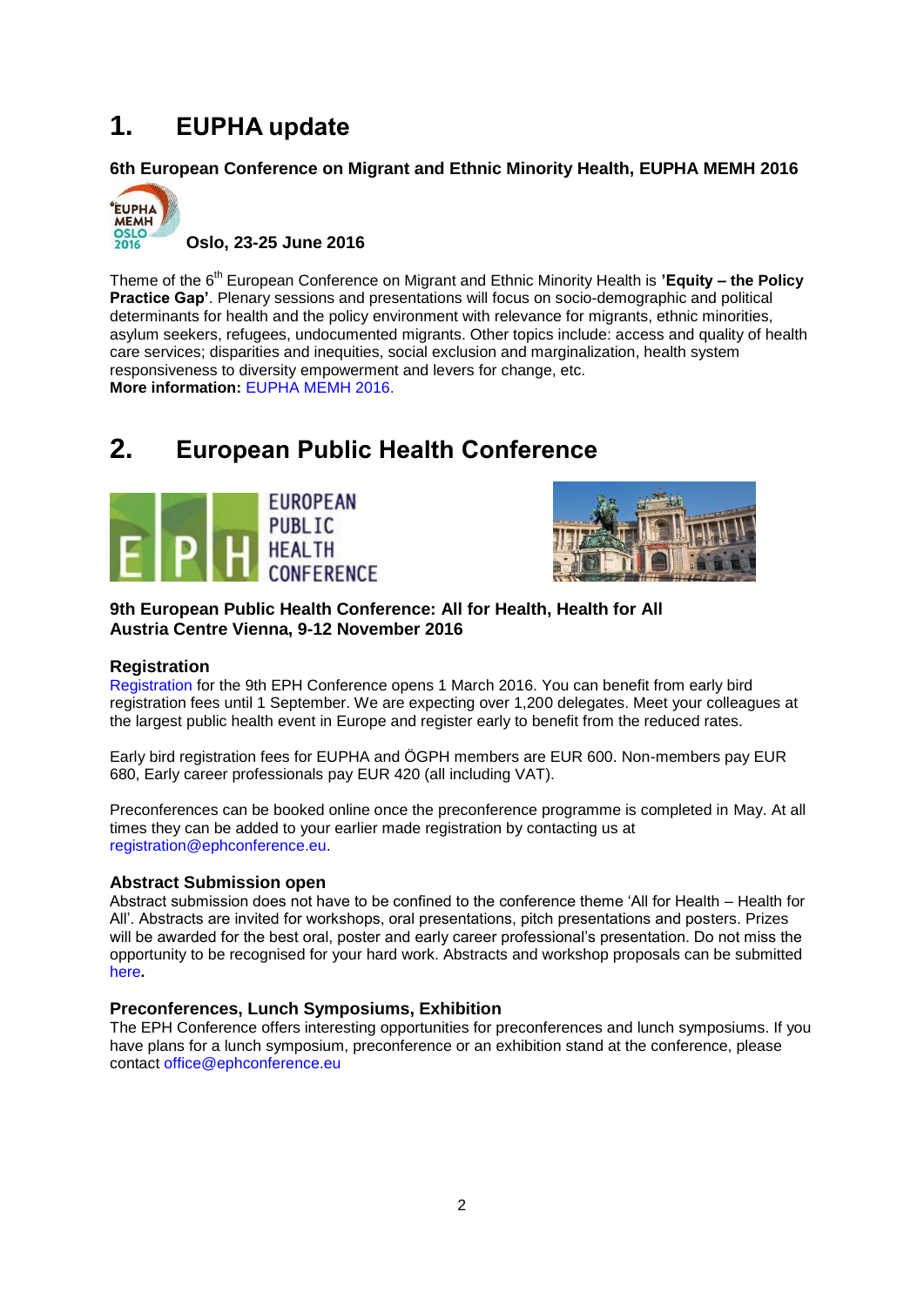# 1. EUPHA update

### 6th European Conference on Migrant and Ethnic Minority Health, EUPHA MEMH 2016

**Oslo, 23-25 June 2016**

Theme of the 6th European Conference on Migrant and Ethnic Minority Health is **'Equity – the Policy Practice Gap'**. Plenary sessions and presentations will focus on socio-demographic and political determinants for health and the policy environment with relevance for migrants, ethnic minorities, asylum seekers, refugees, undocumented migrants. Other topics include: access and quality of health care services; disparities and inequities, social exclusion and marginalization, health system responsiveness to diversity empowerment and levers for change, etc.
**More information:** EUPHA MEMH 2016.

# 2. European Public Health Conference

### 9th European Public Health Conference: All for Health, Health for All
### Austria Centre Vienna, 9-12 November 2016

#### Registration

Registration for the 9th EPH Conference opens 1 March 2016. You can benefit from early bird registration fees until 1 September. We are expecting over 1,200 delegates. Meet your colleagues at the largest public health event in Europe and register early to benefit from the reduced rates.

Early bird registration fees for EUPHA and ÖGPH members are EUR 600. Non-members pay EUR 680, Early career professionals pay EUR 420 (all including VAT).

Preconferences can be booked online once the preconference programme is completed in May. At all times they can be added to your earlier made registration by contacting us at registration@ephconference.eu.

#### Abstract Submission open

Abstract submission does not have to be confined to the conference theme 'All for Health – Health for All'. Abstracts are invited for workshops, oral presentations, pitch presentations and posters. Prizes will be awarded for the best oral, poster and early career professional's presentation. Do not miss the opportunity to be recognised for your hard work. Abstracts and workshop proposals can be submitted here**.**

#### Preconferences, Lunch Symposiums, Exhibition

The EPH Conference offers interesting opportunities for preconferences and lunch symposiums. If you have plans for a lunch symposium, preconference or an exhibition stand at the conference, please contact office@ephconference.eu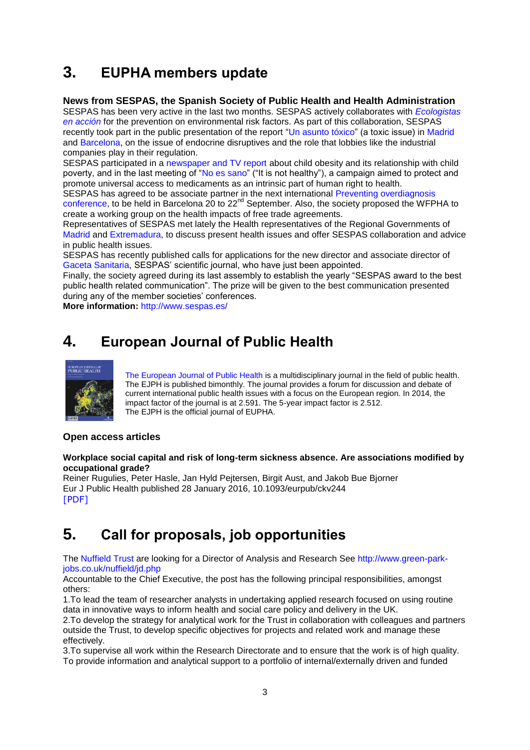# 3. EUPHA members update

**News from SESPAS, the Spanish Society of Public Health and Health Administration**

SESPAS has been very active in the last two months. SESPAS actively collaborates with *Ecologistas en acción* for the prevention on environmental risk factors. As part of this collaboration, SESPAS recently took part in the public presentation of the report "Un asunto tóxico" (a toxic issue) in Madrid and Barcelona, on the issue of endocrine disruptives and the role that lobbies like the industrial companies play in their regulation.

SESPAS participated in a newspaper and TV report about child obesity and its relationship with child poverty, and in the last meeting of "No es sano" ("It is not healthy"), a campaign aimed to protect and promote universal access to medicaments as an intrinsic part of human right to health.

SESPAS has agreed to be associate partner in the next international Preventing overdiagnosis conference, to be held in Barcelona 20 to 22nd September. Also, the society proposed the WFPHA to create a working group on the health impacts of free trade agreements.

Representatives of SESPAS met lately the Health representatives of the Regional Governments of Madrid and Extremadura, to discuss present health issues and offer SESPAS collaboration and advice in public health issues.

SESPAS has recently published calls for applications for the new director and associate director of Gaceta Sanitaria, SESPAS' scientific journal, who have just been appointed.

Finally, the society agreed during its last assembly to establish the yearly "SESPAS award to the best public health related communication". The prize will be given to the best communication presented during any of the member societies' conferences.

**More information:** http://www.sespas.es/

# 4. European Journal of Public Health

The European Journal of Public Health is a multidisciplinary journal in the field of public health. The EJPH is published bimonthly. The journal provides a forum for discussion and debate of current international public health issues with a focus on the European region. In 2014, the impact factor of the journal is at 2.591. The 5-year impact factor is 2.512.
The EJPH is the official journal of EUPHA.

### Open access articles

**Workplace social capital and risk of long-term sickness absence. Are associations modified by occupational grade?**
Reiner Rugulies, Peter Hasle, Jan Hyld Pejtersen, Birgit Aust, and Jakob Bue Bjorner
Eur J Public Health published 28 January 2016, 10.1093/eurpub/ckv244
[PDF]

# 5. Call for proposals, job opportunities

The Nuffield Trust are looking for a Director of Analysis and Research See http://www.green-park-jobs.co.uk/nuffield/jd.php

Accountable to the Chief Executive, the post has the following principal responsibilities, amongst others:

1.To lead the team of researcher analysts in undertaking applied research focused on using routine data in innovative ways to inform health and social care policy and delivery in the UK.

2.To develop the strategy for analytical work for the Trust in collaboration with colleagues and partners outside the Trust, to develop specific objectives for projects and related work and manage these effectively.

3.To supervise all work within the Research Directorate and to ensure that the work is of high quality. To provide information and analytical support to a portfolio of internal/externally driven and funded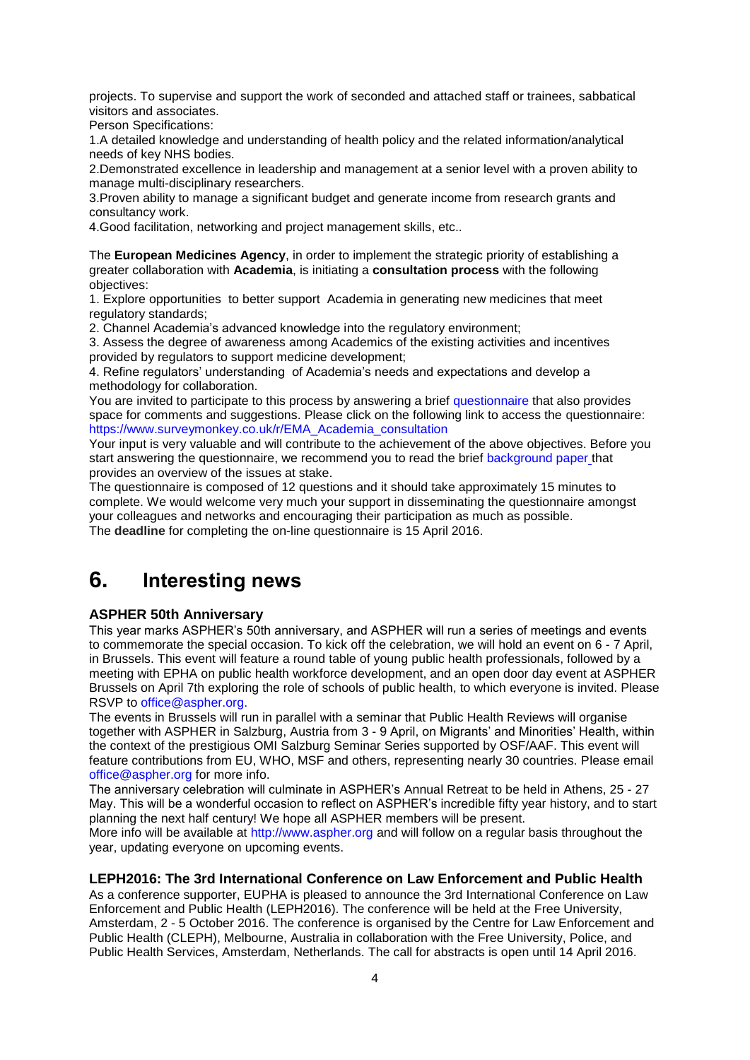projects. To supervise and support the work of seconded and attached staff or trainees, sabbatical visitors and associates.

Person Specifications:

1.A detailed knowledge and understanding of health policy and the related information/analytical needs of key NHS bodies.

2.Demonstrated excellence in leadership and management at a senior level with a proven ability to manage multi-disciplinary researchers.

3.Proven ability to manage a significant budget and generate income from research grants and consultancy work.

4.Good facilitation, networking and project management skills, etc..

The **European Medicines Agency**, in order to implement the strategic priority of establishing a greater collaboration with **Academia**, is initiating a **consultation process** with the following objectives:

1. Explore opportunities to better support Academia in generating new medicines that meet regulatory standards;
2. Channel Academia's advanced knowledge into the regulatory environment;
3. Assess the degree of awareness among Academics of the existing activities and incentives provided by regulators to support medicine development;
4. Refine regulators' understanding of Academia's needs and expectations and develop a methodology for collaboration.

You are invited to participate to this process by answering a brief questionnaire that also provides space for comments and suggestions. Please click on the following link to access the questionnaire: https://www.surveymonkey.co.uk/r/EMA_Academia_consultation

Your input is very valuable and will contribute to the achievement of the above objectives. Before you start answering the questionnaire, we recommend you to read the brief background paper that provides an overview of the issues at stake.

The questionnaire is composed of 12 questions and it should take approximately 15 minutes to complete. We would welcome very much your support in disseminating the questionnaire amongst your colleagues and networks and encouraging their participation as much as possible.

The **deadline** for completing the on-line questionnaire is 15 April 2016.

# 6. Interesting news

### ASPHER 50th Anniversary

This year marks ASPHER's 50th anniversary, and ASPHER will run a series of meetings and events to commemorate the special occasion. To kick off the celebration, we will hold an event on 6 - 7 April, in Brussels. This event will feature a round table of young public health professionals, followed by a meeting with EPHA on public health workforce development, and an open door day event at ASPHER Brussels on April 7th exploring the role of schools of public health, to which everyone is invited. Please RSVP to office@aspher.org.

The events in Brussels will run in parallel with a seminar that Public Health Reviews will organise together with ASPHER in Salzburg, Austria from 3 - 9 April, on Migrants' and Minorities' Health, within the context of the prestigious OMI Salzburg Seminar Series supported by OSF/AAF. This event will feature contributions from EU, WHO, MSF and others, representing nearly 30 countries. Please email office@aspher.org for more info.

The anniversary celebration will culminate in ASPHER's Annual Retreat to be held in Athens, 25 - 27 May. This will be a wonderful occasion to reflect on ASPHER's incredible fifty year history, and to start planning the next half century! We hope all ASPHER members will be present.

More info will be available at http://www.aspher.org and will follow on a regular basis throughout the year, updating everyone on upcoming events.

### LEPH2016: The 3rd International Conference on Law Enforcement and Public Health

As a conference supporter, EUPHA is pleased to announce the 3rd International Conference on Law Enforcement and Public Health (LEPH2016). The conference will be held at the Free University, Amsterdam, 2 - 5 October 2016. The conference is organised by the Centre for Law Enforcement and Public Health (CLEPH), Melbourne, Australia in collaboration with the Free University, Police, and Public Health Services, Amsterdam, Netherlands. The call for abstracts is open until 14 April 2016.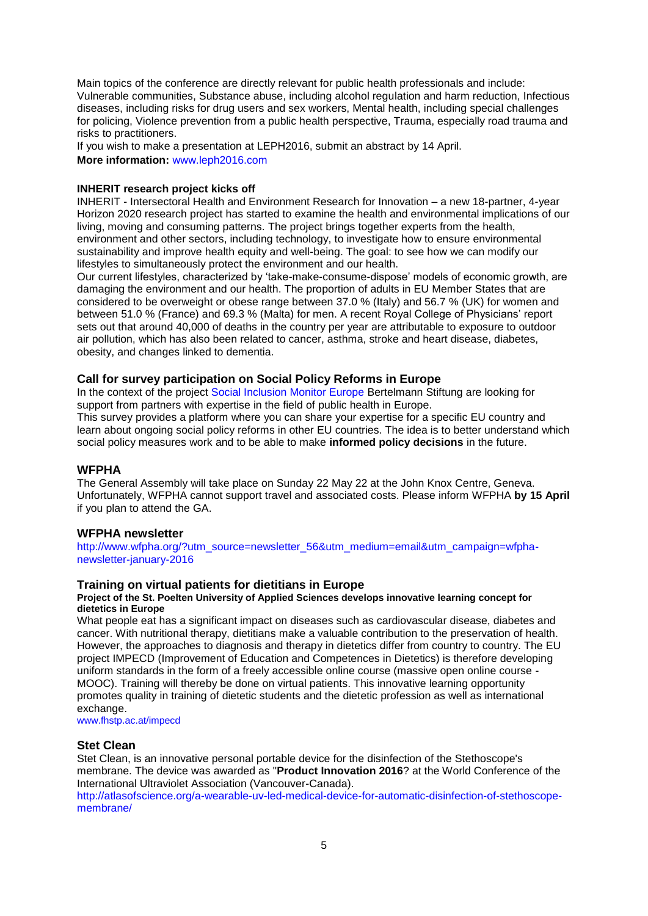Main topics of the conference are directly relevant for public health professionals and include: Vulnerable communities, Substance abuse, including alcohol regulation and harm reduction, Infectious diseases, including risks for drug users and sex workers, Mental health, including special challenges for policing, Violence prevention from a public health perspective, Trauma, especially road trauma and risks to practitioners.

If you wish to make a presentation at LEPH2016, submit an abstract by 14 April.

**More information:** www.leph2016.com

**INHERIT research project kicks off**

INHERIT - Intersectoral Health and Environment Research for Innovation – a new 18-partner, 4-year Horizon 2020 research project has started to examine the health and environmental implications of our living, moving and consuming patterns. The project brings together experts from the health, environment and other sectors, including technology, to investigate how to ensure environmental sustainability and improve health equity and well-being. The goal: to see how we can modify our lifestyles to simultaneously protect the environment and our health.

Our current lifestyles, characterized by 'take-make-consume-dispose' models of economic growth, are damaging the environment and our health. The proportion of adults in EU Member States that are considered to be overweight or obese range between 37.0 % (Italy) and 56.7 % (UK) for women and between 51.0 % (France) and 69.3 % (Malta) for men. A recent Royal College of Physicians' report sets out that around 40,000 of deaths in the country per year are attributable to exposure to outdoor air pollution, which has also been related to cancer, asthma, stroke and heart disease, diabetes, obesity, and changes linked to dementia.

## Call for survey participation on Social Policy Reforms in Europe

In the context of the project Social Inclusion Monitor Europe Bertelmann Stiftung are looking for support from partners with expertise in the field of public health in Europe.

This survey provides a platform where you can share your expertise for a specific EU country and learn about ongoing social policy reforms in other EU countries. The idea is to better understand which social policy measures work and to be able to make **informed policy decisions** in the future.

## WFPHA

The General Assembly will take place on Sunday 22 May 22 at the John Knox Centre, Geneva. Unfortunately, WFPHA cannot support travel and associated costs. Please inform WFPHA **by 15 April** if you plan to attend the GA.

## WFPHA newsletter

http://www.wfpha.org/?utm_source=newsletter_56&utm_medium=email&utm_campaign=wfpha-newsletter-january-2016

## Training on virtual patients for dietitians in Europe

**Project of the St. Poelten University of Applied Sciences develops innovative learning concept for dietetics in Europe**

What people eat has a significant impact on diseases such as cardiovascular disease, diabetes and cancer. With nutritional therapy, dietitians make a valuable contribution to the preservation of health. However, the approaches to diagnosis and therapy in dietetics differ from country to country. The EU project IMPECD (Improvement of Education and Competences in Dietetics) is therefore developing uniform standards in the form of a freely accessible online course (massive open online course - MOOC). Training will thereby be done on virtual patients. This innovative learning opportunity promotes quality in training of dietetic students and the dietetic profession as well as international exchange.

www.fhstp.ac.at/impecd

## Stet Clean

Stet Clean, is an innovative personal portable device for the disinfection of the Stethoscope's membrane. The device was awarded as "**Product Innovation 2016**? at the World Conference of the International Ultraviolet Association (Vancouver-Canada).

http://atlasofscience.org/a-wearable-uv-led-medical-device-for-automatic-disinfection-of-stethoscope-membrane/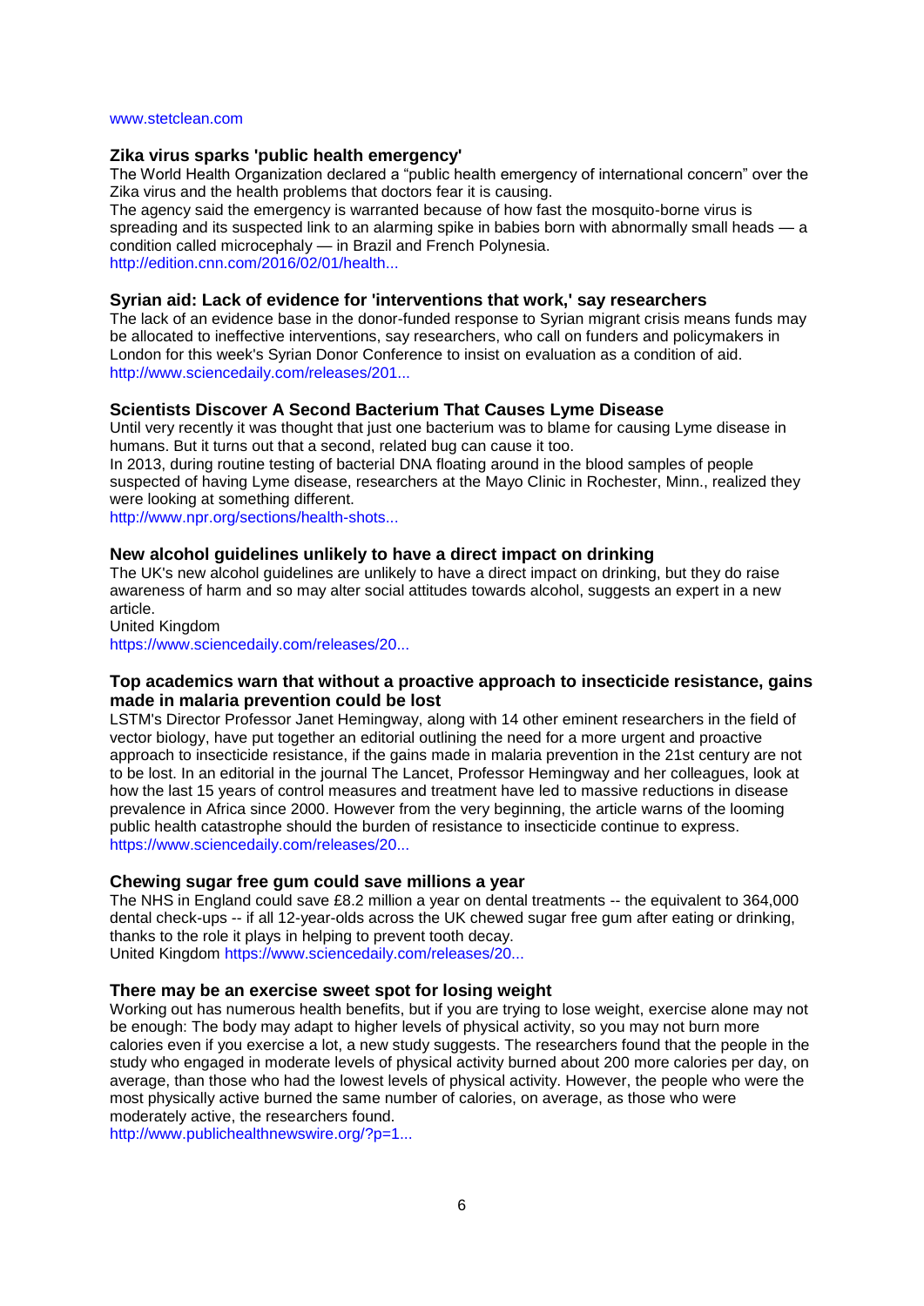www.stetclean.com

### Zika virus sparks 'public health emergency'

The World Health Organization declared a "public health emergency of international concern" over the Zika virus and the health problems that doctors fear it is causing.

The agency said the emergency is warranted because of how fast the mosquito-borne virus is spreading and its suspected link to an alarming spike in babies born with abnormally small heads — a condition called microcephaly — in Brazil and French Polynesia.

http://edition.cnn.com/2016/02/01/health...

### Syrian aid: Lack of evidence for 'interventions that work,' say researchers

The lack of an evidence base in the donor-funded response to Syrian migrant crisis means funds may be allocated to ineffective interventions, say researchers, who call on funders and policymakers in London for this week's Syrian Donor Conference to insist on evaluation as a condition of aid.

http://www.sciencedaily.com/releases/201...

### Scientists Discover A Second Bacterium That Causes Lyme Disease

Until very recently it was thought that just one bacterium was to blame for causing Lyme disease in humans. But it turns out that a second, related bug can cause it too.

In 2013, during routine testing of bacterial DNA floating around in the blood samples of people suspected of having Lyme disease, researchers at the Mayo Clinic in Rochester, Minn., realized they were looking at something different.

http://www.npr.org/sections/health-shots...

### New alcohol guidelines unlikely to have a direct impact on drinking

The UK's new alcohol guidelines are unlikely to have a direct impact on drinking, but they do raise awareness of harm and so may alter social attitudes towards alcohol, suggests an expert in a new article.

United Kingdom

https://www.sciencedaily.com/releases/20...

### Top academics warn that without a proactive approach to insecticide resistance, gains made in malaria prevention could be lost

LSTM's Director Professor Janet Hemingway, along with 14 other eminent researchers in the field of vector biology, have put together an editorial outlining the need for a more urgent and proactive approach to insecticide resistance, if the gains made in malaria prevention in the 21st century are not to be lost. In an editorial in the journal The Lancet, Professor Hemingway and her colleagues, look at how the last 15 years of control measures and treatment have led to massive reductions in disease prevalence in Africa since 2000. However from the very beginning, the article warns of the looming public health catastrophe should the burden of resistance to insecticide continue to express.

https://www.sciencedaily.com/releases/20...

### Chewing sugar free gum could save millions a year

The NHS in England could save £8.2 million a year on dental treatments -- the equivalent to 364,000 dental check-ups -- if all 12-year-olds across the UK chewed sugar free gum after eating or drinking, thanks to the role it plays in helping to prevent tooth decay.

United Kingdom https://www.sciencedaily.com/releases/20...

### There may be an exercise sweet spot for losing weight

Working out has numerous health benefits, but if you are trying to lose weight, exercise alone may not be enough: The body may adapt to higher levels of physical activity, so you may not burn more calories even if you exercise a lot, a new study suggests. The researchers found that the people in the study who engaged in moderate levels of physical activity burned about 200 more calories per day, on average, than those who had the lowest levels of physical activity. However, the people who were the most physically active burned the same number of calories, on average, as those who were moderately active, the researchers found.

http://www.publichealthnewswire.org/?p=1...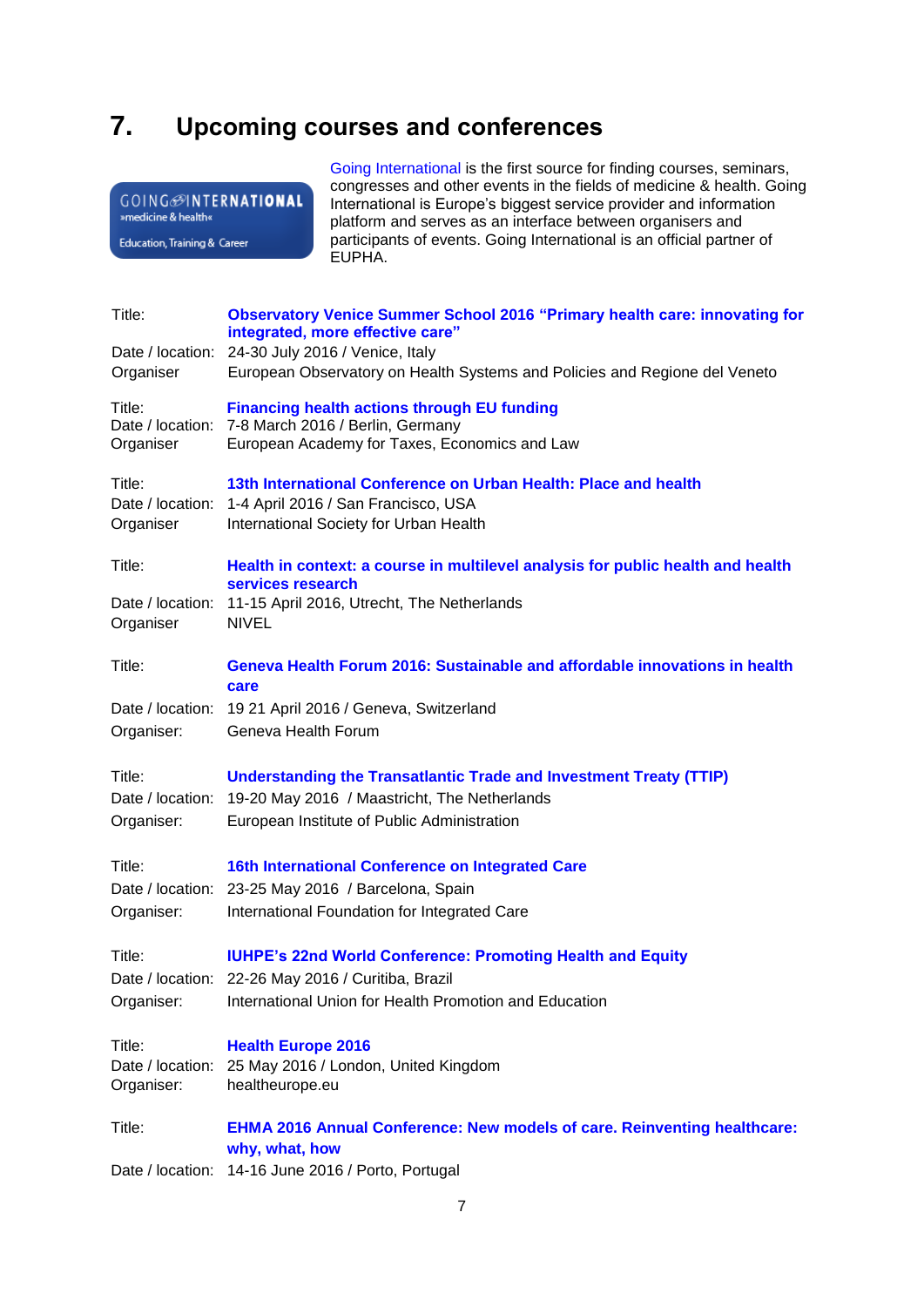# 7. Upcoming courses and conferences

Going International is the first source for finding courses, seminars, congresses and other events in the fields of medicine & health. Going International is Europe's biggest service provider and information platform and serves as an interface between organisers and participants of events. Going International is an official partner of EUPHA.

| | |
|---|---|
| Title: | **Observatory Venice Summer School 2016 "Primary health care: innovating for integrated, more effective care"** |
| Date / location: | 24-30 July 2016 / Venice, Italy |
| Organiser | European Observatory on Health Systems and Policies and Regione del Veneto |

| | |
|---|---|
| Title: | **Financing health actions through EU funding** |
| Date / location: | 7-8 March 2016 / Berlin, Germany |
| Organiser | European Academy for Taxes, Economics and Law |

| | |
|---|---|
| Title: | **13th International Conference on Urban Health: Place and health** |
| Date / location: | 1-4 April 2016 / San Francisco, USA |
| Organiser | International Society for Urban Health |

| | |
|---|---|
| Title: | **Health in context: a course in multilevel analysis for public health and health services research** |
| Date / location: | 11-15 April 2016, Utrecht, The Netherlands |
| Organiser | NIVEL |

| | |
|---|---|
| Title: | **Geneva Health Forum 2016: Sustainable and affordable innovations in health care** |
| Date / location: | 19 21 April 2016 / Geneva, Switzerland |
| Organiser: | Geneva Health Forum |

| | |
|---|---|
| Title: | **Understanding the Transatlantic Trade and Investment Treaty (TTIP)** |
| Date / location: | 19-20 May 2016 / Maastricht, The Netherlands |
| Organiser: | European Institute of Public Administration |

| | |
|---|---|
| Title: | **16th International Conference on Integrated Care** |
| Date / location: | 23-25 May 2016 / Barcelona, Spain |
| Organiser: | International Foundation for Integrated Care |

| | |
|---|---|
| Title: | **IUHPE's 22nd World Conference: Promoting Health and Equity** |
| Date / location: | 22-26 May 2016 / Curitiba, Brazil |
| Organiser: | International Union for Health Promotion and Education |

| | |
|---|---|
| Title: | **Health Europe 2016** |
| Date / location: | 25 May 2016 / London, United Kingdom |
| Organiser: | healtheurope.eu |

| | |
|---|---|
| Title: | **EHMA 2016 Annual Conference: New models of care. Reinventing healthcare: why, what, how** |
| Date / location: | 14-16 June 2016 / Porto, Portugal |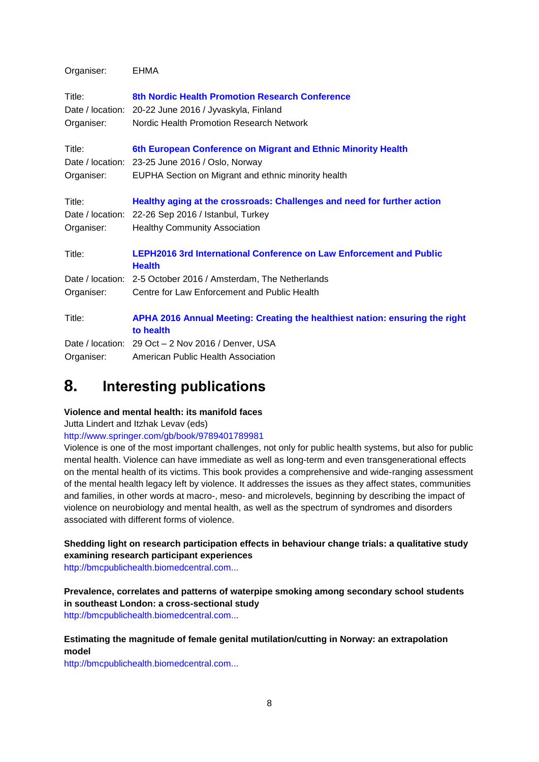Organiser: EHMA

Title: **8th Nordic Health Promotion Research Conference**
Date / location: 20-22 June 2016 / Jyvaskyla, Finland
Organiser: Nordic Health Promotion Research Network

Title: **6th European Conference on Migrant and Ethnic Minority Health**
Date / location: 23-25 June 2016 / Oslo, Norway
Organiser: EUPHA Section on Migrant and ethnic minority health

Title: **Healthy aging at the crossroads: Challenges and need for further action**
Date / location: 22-26 Sep 2016 / Istanbul, Turkey
Organiser: Healthy Community Association

Title: **LEPH2016 3rd International Conference on Law Enforcement and Public Health**
Date / location: 2-5 October 2016 / Amsterdam, The Netherlands
Organiser: Centre for Law Enforcement and Public Health

Title: **APHA 2016 Annual Meeting: Creating the healthiest nation: ensuring the right to health**
Date / location: 29 Oct – 2 Nov 2016 / Denver, USA
Organiser: American Public Health Association

## 8. Interesting publications

**Violence and mental health: its manifold faces**
Jutta Lindert and Itzhak Levav (eds)
http://www.springer.com/gb/book/9789401789981
Violence is one of the most important challenges, not only for public health systems, but also for public mental health. Violence can have immediate as well as long-term and even transgenerational effects on the mental health of its victims. This book provides a comprehensive and wide-ranging assessment of the mental health legacy left by violence. It addresses the issues as they affect states, communities and families, in other words at macro-, meso- and microlevels, beginning by describing the impact of violence on neurobiology and mental health, as well as the spectrum of syndromes and disorders associated with different forms of violence.

**Shedding light on research participation effects in behaviour change trials: a qualitative study examining research participant experiences**
http://bmcpublichealth.biomedcentral.com...

**Prevalence, correlates and patterns of waterpipe smoking among secondary school students in southeast London: a cross-sectional study**
http://bmcpublichealth.biomedcentral.com...

**Estimating the magnitude of female genital mutilation/cutting in Norway: an extrapolation model**
http://bmcpublichealth.biomedcentral.com...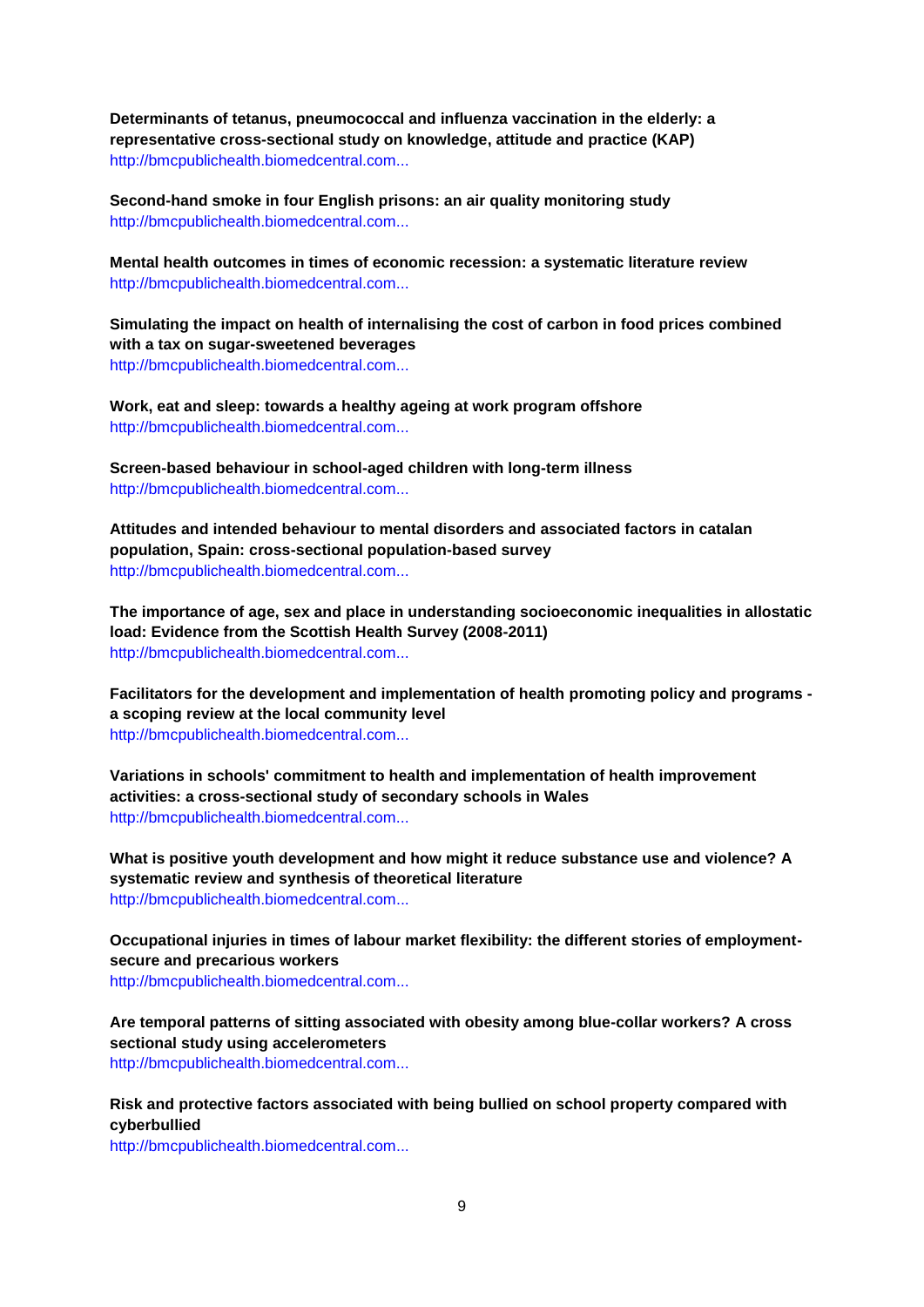**Determinants of tetanus, pneumococcal and influenza vaccination in the elderly: a representative cross-sectional study on knowledge, attitude and practice (KAP)**
http://bmcpublichealth.biomedcentral.com...

**Second-hand smoke in four English prisons: an air quality monitoring study**
http://bmcpublichealth.biomedcentral.com...

**Mental health outcomes in times of economic recession: a systematic literature review**
http://bmcpublichealth.biomedcentral.com...

**Simulating the impact on health of internalising the cost of carbon in food prices combined with a tax on sugar-sweetened beverages**
http://bmcpublichealth.biomedcentral.com...

**Work, eat and sleep: towards a healthy ageing at work program offshore**
http://bmcpublichealth.biomedcentral.com...

**Screen-based behaviour in school-aged children with long-term illness**
http://bmcpublichealth.biomedcentral.com...

**Attitudes and intended behaviour to mental disorders and associated factors in catalan population, Spain: cross-sectional population-based survey**
http://bmcpublichealth.biomedcentral.com...

**The importance of age, sex and place in understanding socioeconomic inequalities in allostatic load: Evidence from the Scottish Health Survey (2008-2011)**
http://bmcpublichealth.biomedcentral.com...

**Facilitators for the development and implementation of health promoting policy and programs - a scoping review at the local community level**
http://bmcpublichealth.biomedcentral.com...

**Variations in schools' commitment to health and implementation of health improvement activities: a cross-sectional study of secondary schools in Wales**
http://bmcpublichealth.biomedcentral.com...

**What is positive youth development and how might it reduce substance use and violence? A systematic review and synthesis of theoretical literature**
http://bmcpublichealth.biomedcentral.com...

**Occupational injuries in times of labour market flexibility: the different stories of employment-secure and precarious workers**
http://bmcpublichealth.biomedcentral.com...

**Are temporal patterns of sitting associated with obesity among blue-collar workers? A cross sectional study using accelerometers**
http://bmcpublichealth.biomedcentral.com...

**Risk and protective factors associated with being bullied on school property compared with cyberbullied**
http://bmcpublichealth.biomedcentral.com...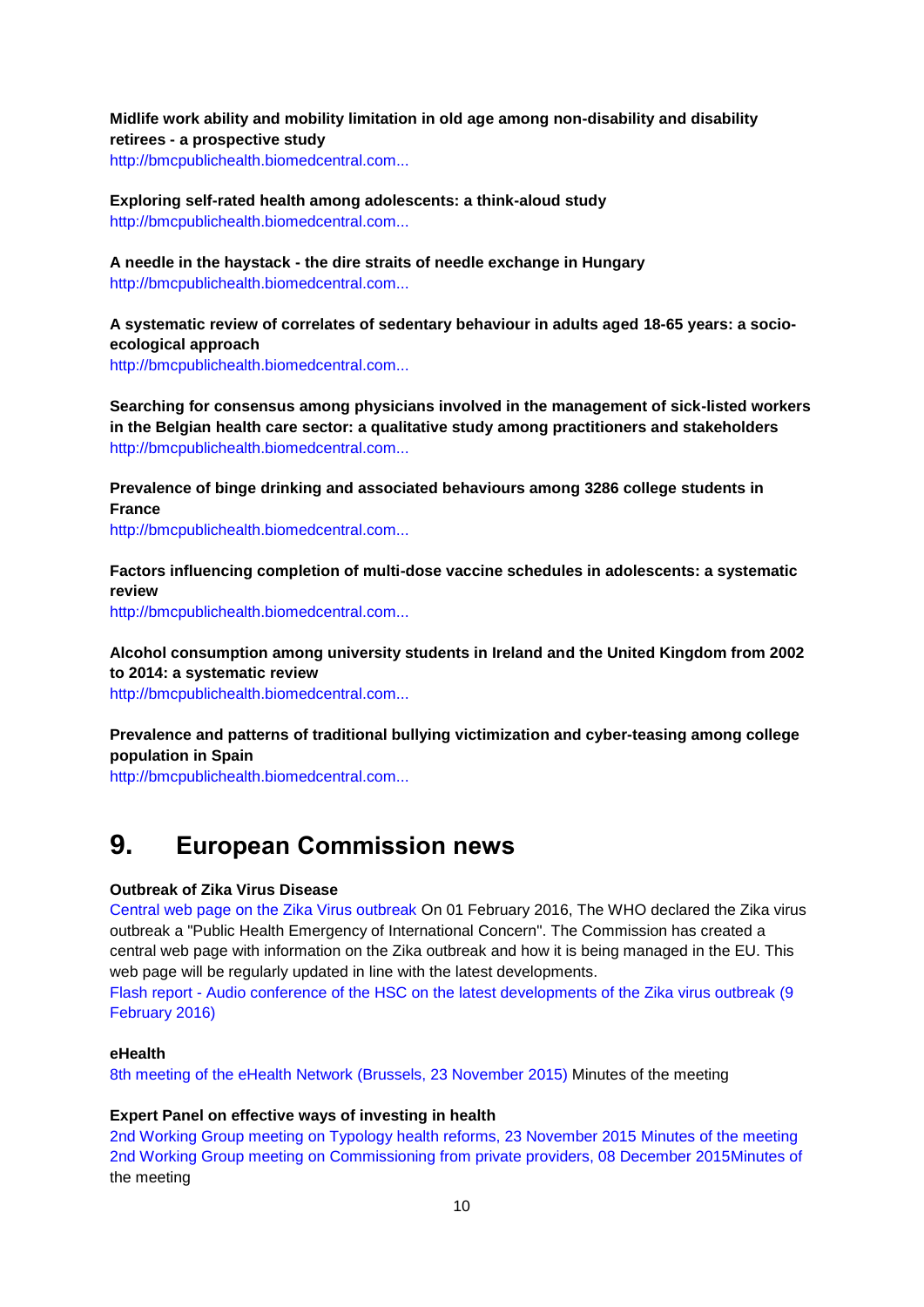**Midlife work ability and mobility limitation in old age among non-disability and disability retirees - a prospective study**
http://bmcpublichealth.biomedcentral.com...

**Exploring self-rated health among adolescents: a think-aloud study**
http://bmcpublichealth.biomedcentral.com...

**A needle in the haystack - the dire straits of needle exchange in Hungary**
http://bmcpublichealth.biomedcentral.com...

**A systematic review of correlates of sedentary behaviour in adults aged 18-65 years: a socio-ecological approach**
http://bmcpublichealth.biomedcentral.com...

**Searching for consensus among physicians involved in the management of sick-listed workers in the Belgian health care sector: a qualitative study among practitioners and stakeholders**
http://bmcpublichealth.biomedcentral.com...

**Prevalence of binge drinking and associated behaviours among 3286 college students in France**
http://bmcpublichealth.biomedcentral.com...

**Factors influencing completion of multi-dose vaccine schedules in adolescents: a systematic review**
http://bmcpublichealth.biomedcentral.com...

**Alcohol consumption among university students in Ireland and the United Kingdom from 2002 to 2014: a systematic review**
http://bmcpublichealth.biomedcentral.com...

**Prevalence and patterns of traditional bullying victimization and cyber-teasing among college population in Spain**
http://bmcpublichealth.biomedcentral.com...

# 9. European Commission news

**Outbreak of Zika Virus Disease**

Central web page on the Zika Virus outbreak On 01 February 2016, The WHO declared the Zika virus outbreak a "Public Health Emergency of International Concern". The Commission has created a central web page with information on the Zika outbreak and how it is being managed in the EU. This web page will be regularly updated in line with the latest developments.
Flash report - Audio conference of the HSC on the latest developments of the Zika virus outbreak (9 February 2016)

**eHealth**

8th meeting of the eHealth Network (Brussels, 23 November 2015) Minutes of the meeting

**Expert Panel on effective ways of investing in health**

2nd Working Group meeting on Typology health reforms, 23 November 2015 Minutes of the meeting
2nd Working Group meeting on Commissioning from private providers, 08 December 2015Minutes of the meeting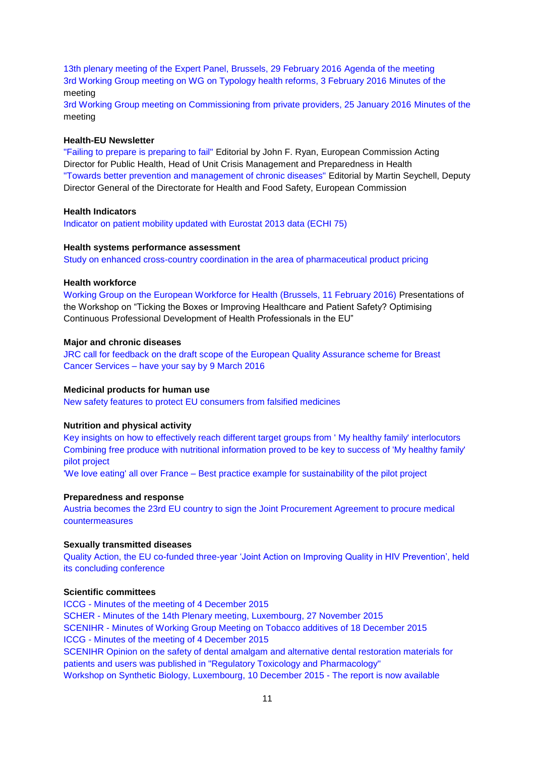13th plenary meeting of the Expert Panel, Brussels, 29 February 2016 Agenda of the meeting
3rd Working Group meeting on WG on Typology health reforms, 3 February 2016 Minutes of the meeting
3rd Working Group meeting on Commissioning from private providers, 25 January 2016 Minutes of the meeting

**Health-EU Newsletter**

"Failing to prepare is preparing to fail" Editorial by John F. Ryan, European Commission Acting Director for Public Health, Head of Unit Crisis Management and Preparedness in Health
"Towards better prevention and management of chronic diseases" Editorial by Martin Seychell, Deputy Director General of the Directorate for Health and Food Safety, European Commission

**Health Indicators**

Indicator on patient mobility updated with Eurostat 2013 data (ECHI 75)

**Health systems performance assessment**

Study on enhanced cross-country coordination in the area of pharmaceutical product pricing

**Health workforce**

Working Group on the European Workforce for Health (Brussels, 11 February 2016) Presentations of the Workshop on "Ticking the Boxes or Improving Healthcare and Patient Safety? Optimising Continuous Professional Development of Health Professionals in the EU"

**Major and chronic diseases**

JRC call for feedback on the draft scope of the European Quality Assurance scheme for Breast Cancer Services – have your say by 9 March 2016

**Medicinal products for human use**

New safety features to protect EU consumers from falsified medicines

**Nutrition and physical activity**

Key insights on how to effectively reach different target groups from ' My healthy family' interlocutors
Combining free produce with nutritional information proved to be key to success of 'My healthy family' pilot project
'We love eating' all over France – Best practice example for sustainability of the pilot project

**Preparedness and response**

Austria becomes the 23rd EU country to sign the Joint Procurement Agreement to procure medical countermeasures

**Sexually transmitted diseases**

Quality Action, the EU co-funded three-year 'Joint Action on Improving Quality in HIV Prevention', held its concluding conference

**Scientific committees**

ICCG - Minutes of the meeting of 4 December 2015
SCHER - Minutes of the 14th Plenary meeting, Luxembourg, 27 November 2015
SCENIHR - Minutes of Working Group Meeting on Tobacco additives of 18 December 2015
ICCG - Minutes of the meeting of 4 December 2015
SCENIHR Opinion on the safety of dental amalgam and alternative dental restoration materials for patients and users was published in "Regulatory Toxicology and Pharmacology"
Workshop on Synthetic Biology, Luxembourg, 10 December 2015 - The report is now available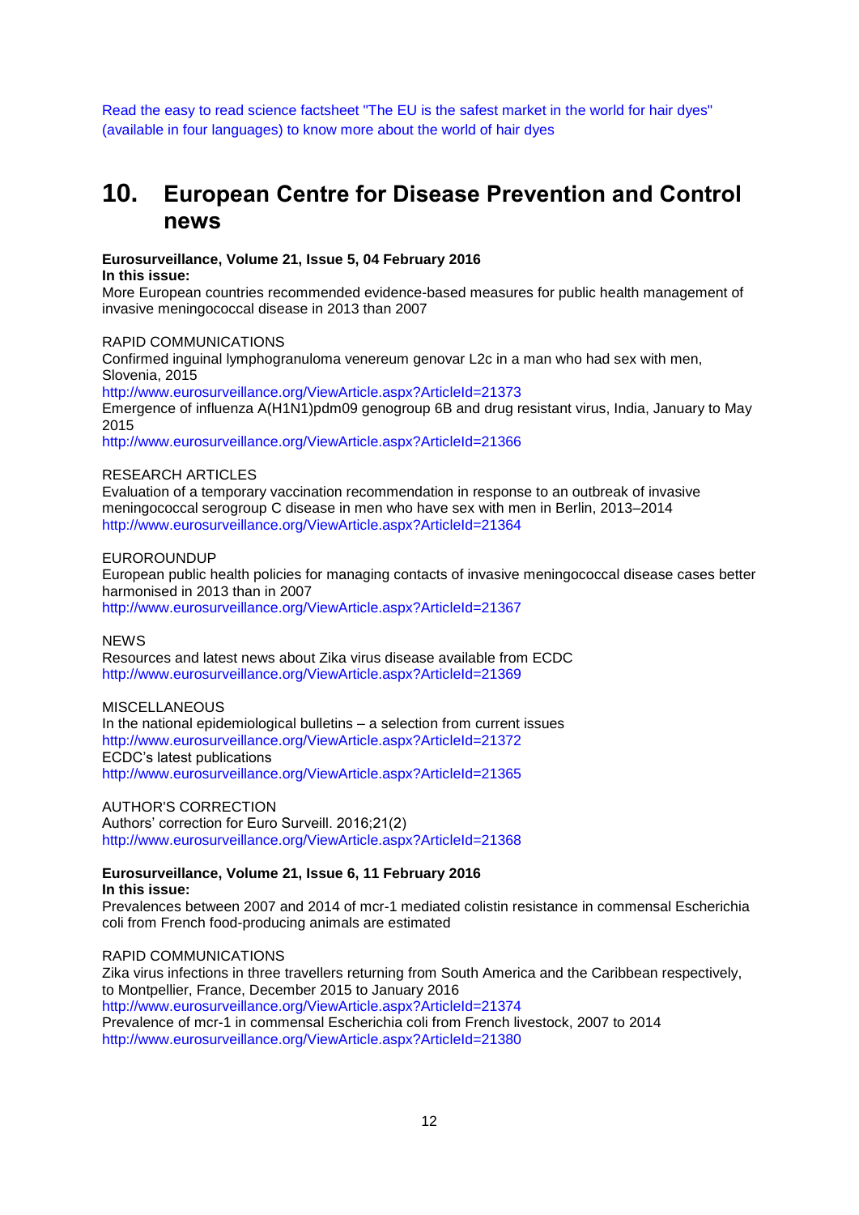Read the easy to read science factsheet "The EU is the safest market in the world for hair dyes" (available in four languages) to know more about the world of hair dyes

# 10. European Centre for Disease Prevention and Control news

**Eurosurveillance, Volume 21, Issue 5, 04 February 2016**
**In this issue:**
More European countries recommended evidence-based measures for public health management of invasive meningococcal disease in 2013 than 2007

RAPID COMMUNICATIONS
Confirmed inguinal lymphogranuloma venereum genovar L2c in a man who had sex with men, Slovenia, 2015
http://www.eurosurveillance.org/ViewArticle.aspx?ArticleId=21373
Emergence of influenza A(H1N1)pdm09 genogroup 6B and drug resistant virus, India, January to May 2015
http://www.eurosurveillance.org/ViewArticle.aspx?ArticleId=21366

RESEARCH ARTICLES
Evaluation of a temporary vaccination recommendation in response to an outbreak of invasive meningococcal serogroup C disease in men who have sex with men in Berlin, 2013–2014
http://www.eurosurveillance.org/ViewArticle.aspx?ArticleId=21364

EUROROUNDUP
European public health policies for managing contacts of invasive meningococcal disease cases better harmonised in 2013 than in 2007
http://www.eurosurveillance.org/ViewArticle.aspx?ArticleId=21367

NEWS
Resources and latest news about Zika virus disease available from ECDC
http://www.eurosurveillance.org/ViewArticle.aspx?ArticleId=21369

MISCELLANEOUS
In the national epidemiological bulletins – a selection from current issues
http://www.eurosurveillance.org/ViewArticle.aspx?ArticleId=21372
ECDC's latest publications
http://www.eurosurveillance.org/ViewArticle.aspx?ArticleId=21365

AUTHOR'S CORRECTION
Authors' correction for Euro Surveill. 2016;21(2)
http://www.eurosurveillance.org/ViewArticle.aspx?ArticleId=21368

**Eurosurveillance, Volume 21, Issue 6, 11 February 2016**
**In this issue:**
Prevalences between 2007 and 2014 of mcr-1 mediated colistin resistance in commensal Escherichia coli from French food-producing animals are estimated

RAPID COMMUNICATIONS
Zika virus infections in three travellers returning from South America and the Caribbean respectively, to Montpellier, France, December 2015 to January 2016
http://www.eurosurveillance.org/ViewArticle.aspx?ArticleId=21374
Prevalence of mcr-1 in commensal Escherichia coli from French livestock, 2007 to 2014
http://www.eurosurveillance.org/ViewArticle.aspx?ArticleId=21380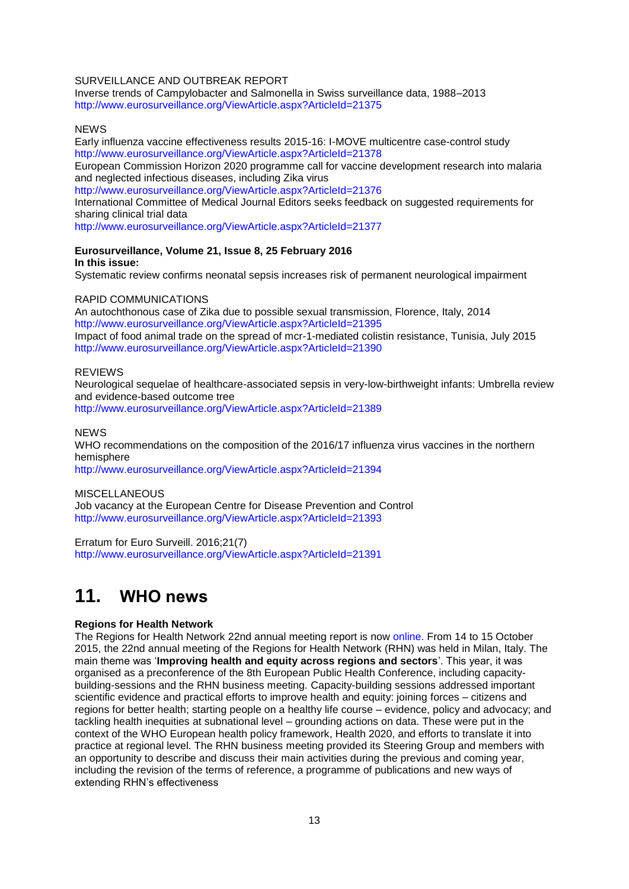SURVEILLANCE AND OUTBREAK REPORT
Inverse trends of Campylobacter and Salmonella in Swiss surveillance data, 1988–2013
http://www.eurosurveillance.org/ViewArticle.aspx?ArticleId=21375

NEWS
Early influenza vaccine effectiveness results 2015-16: I-MOVE multicentre case-control study
http://www.eurosurveillance.org/ViewArticle.aspx?ArticleId=21378
European Commission Horizon 2020 programme call for vaccine development research into malaria and neglected infectious diseases, including Zika virus
http://www.eurosurveillance.org/ViewArticle.aspx?ArticleId=21376
International Committee of Medical Journal Editors seeks feedback on suggested requirements for sharing clinical trial data
http://www.eurosurveillance.org/ViewArticle.aspx?ArticleId=21377

**Eurosurveillance, Volume 21, Issue 8, 25 February 2016**
**In this issue:**
Systematic review confirms neonatal sepsis increases risk of permanent neurological impairment

RAPID COMMUNICATIONS
An autochthonous case of Zika due to possible sexual transmission, Florence, Italy, 2014
http://www.eurosurveillance.org/ViewArticle.aspx?ArticleId=21395
Impact of food animal trade on the spread of mcr-1-mediated colistin resistance, Tunisia, July 2015
http://www.eurosurveillance.org/ViewArticle.aspx?ArticleId=21390

REVIEWS
Neurological sequelae of healthcare-associated sepsis in very-low-birthweight infants: Umbrella review and evidence-based outcome tree
http://www.eurosurveillance.org/ViewArticle.aspx?ArticleId=21389

NEWS
WHO recommendations on the composition of the 2016/17 influenza virus vaccines in the northern hemisphere
http://www.eurosurveillance.org/ViewArticle.aspx?ArticleId=21394

MISCELLANEOUS
Job vacancy at the European Centre for Disease Prevention and Control
http://www.eurosurveillance.org/ViewArticle.aspx?ArticleId=21393

Erratum for Euro Surveill. 2016;21(7)
http://www.eurosurveillance.org/ViewArticle.aspx?ArticleId=21391

# 11. WHO news

**Regions for Health Network**
The Regions for Health Network 22nd annual meeting report is now online. From 14 to 15 October 2015, the 22nd annual meeting of the Regions for Health Network (RHN) was held in Milan, Italy. The main theme was '**Improving health and equity across regions and sectors**'. This year, it was organised as a preconference of the 8th European Public Health Conference, including capacity-building-sessions and the RHN business meeting. Capacity-building sessions addressed important scientific evidence and practical efforts to improve health and equity: joining forces – citizens and regions for better health; starting people on a healthy life course – evidence, policy and advocacy; and tackling health inequities at subnational level – grounding actions on data. These were put in the context of the WHO European health policy framework, Health 2020, and efforts to translate it into practice at regional level. The RHN business meeting provided its Steering Group and members with an opportunity to describe and discuss their main activities during the previous and coming year, including the revision of the terms of reference, a programme of publications and new ways of extending RHN's effectiveness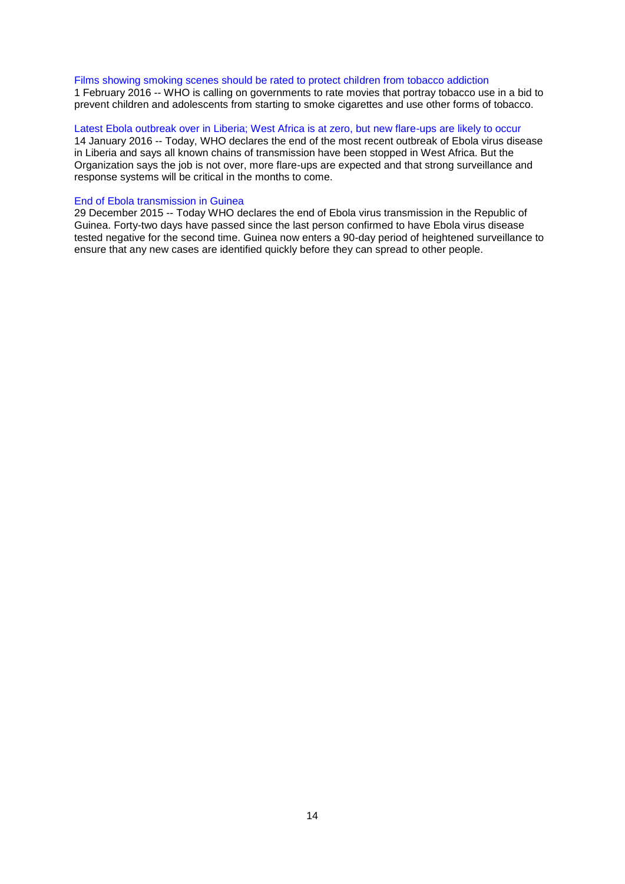Films showing smoking scenes should be rated to protect children from tobacco addiction

1 February 2016 -- WHO is calling on governments to rate movies that portray tobacco use in a bid to prevent children and adolescents from starting to smoke cigarettes and use other forms of tobacco.

Latest Ebola outbreak over in Liberia; West Africa is at zero, but new flare-ups are likely to occur

14 January 2016 -- Today, WHO declares the end of the most recent outbreak of Ebola virus disease in Liberia and says all known chains of transmission have been stopped in West Africa. But the Organization says the job is not over, more flare-ups are expected and that strong surveillance and response systems will be critical in the months to come.

End of Ebola transmission in Guinea

29 December 2015 -- Today WHO declares the end of Ebola virus transmission in the Republic of Guinea. Forty-two days have passed since the last person confirmed to have Ebola virus disease tested negative for the second time. Guinea now enters a 90-day period of heightened surveillance to ensure that any new cases are identified quickly before they can spread to other people.